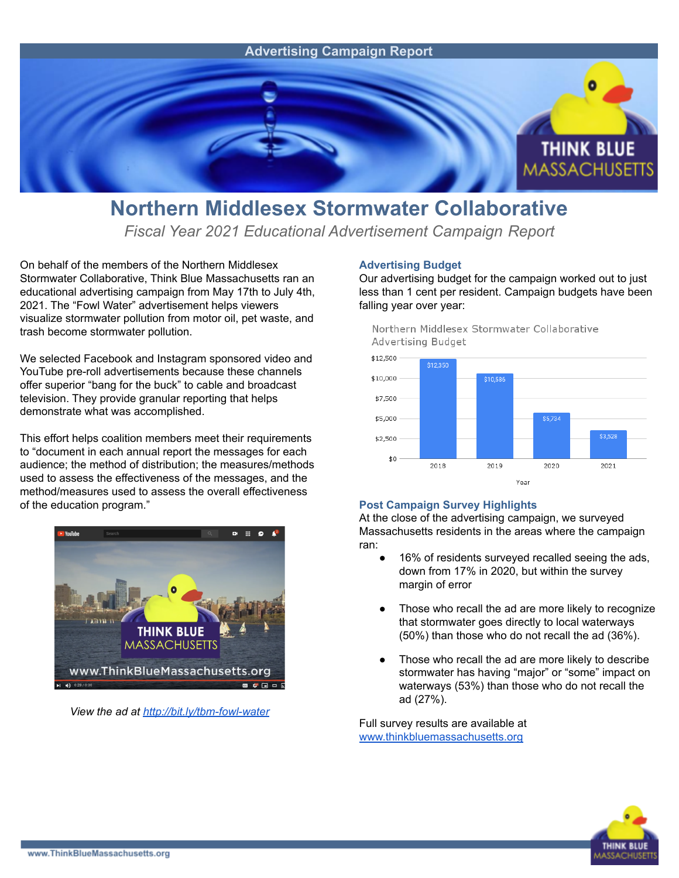Advertising Campaign Report

# Northern Middlesex Stormwater Collaborative

*Fiscal Year 2021 Educational Advertisement Campaign Report*

On behalf of the members of the Northern Middlesex Stormwater Collaborative, Think Blue Massachusetts ran an educational advertising campaign from May 17th to July 4th, 2021. The “Fowl Water” advertisement helps viewers visualize stormwater pollution from motor oil, pet waste, and trash become stormwater pollution.

We selected Facebook and Instagram sponsored video and YouTube pre-roll advertisements because these channels offer superior “bang for the buck” to cable and broadcast television. They provide granular reporting that helps demonstrate what was accomplished.

This effort helps coalition members meet their requirements to “document in each annual report the messages for each audience; the method of distribution; the measures/methods used to assess the effectiveness of the messages, and the method/measures used to assess the overall effectiveness of the education program.”

*View the ad at [http://bit.ly/tbm-fowl-water](http://bit.ly/tbm-fowl-water)*

### Advertising Budget

Our advertising budget for the campaign worked out to just less than 1 cent per resident. Campaign budgets have been falling year over year:

Northern Middlesex Stormwater Collaborative Advertising Budget

| Year | Budget |
|---|---|
| 2018 | $12,350 |
| 2019 | $10,586 |
| 2020 | $5,734 |
| 2021 | $3,528 |

### Post Campaign Survey Highlights

At the close of the advertising campaign, we surveyed Massachusetts residents in the areas where the campaign ran:

- 16% of residents surveyed recalled seeing the ads, down from 17% in 2020, but within the survey margin of error
- Those who recall the ad are more likely to recognize that stormwater goes directly to local waterways (50%) than those who do not recall the ad (36%).
- Those who recall the ad are more likely to describe stormwater has having “major” or “some” impact on waterways (53%) than those who do not recall the ad (27%).

Full survey results are available at [www.thinkbluemassachusetts.org](www.thinkbluemassachusetts.org)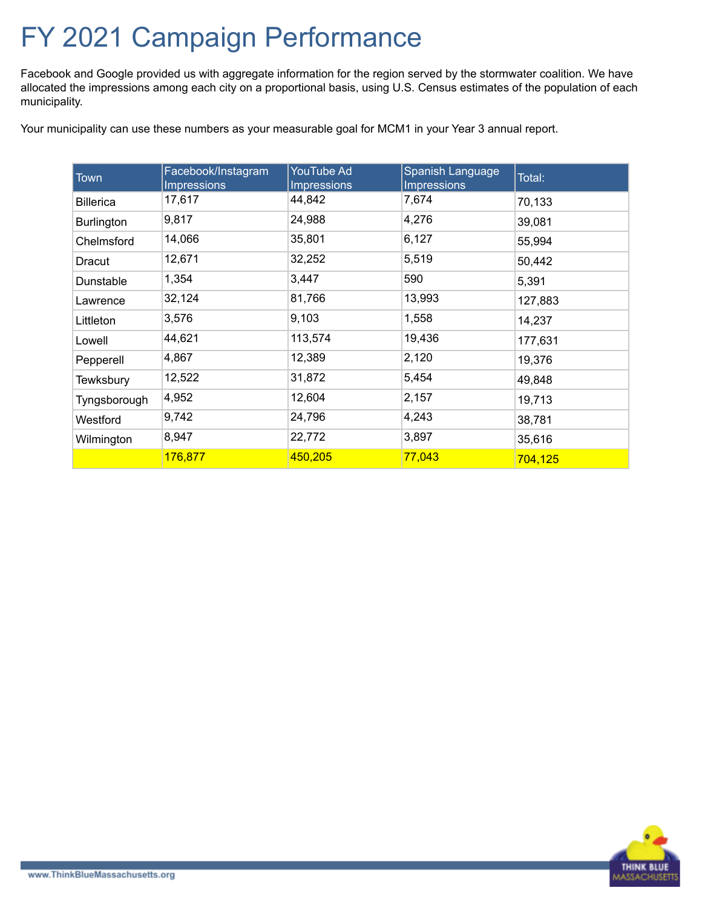# FY 2021 Campaign Performance

Facebook and Google provided us with aggregate information for the region served by the stormwater coalition. We have allocated the impressions among each city on a proportional basis, using U.S. Census estimates of the population of each municipality.

Your municipality can use these numbers as your measurable goal for MCM1 in your Year 3 annual report.

| Town | Facebook/Instagram Impressions | YouTube Ad Impressions | Spanish Language Impressions | Total: |
|---|---|---|---|---|
| Billerica | 17,617 | 44,842 | 7,674 | 70,133 |
| Burlington | 9,817 | 24,988 | 4,276 | 39,081 |
| Chelmsford | 14,066 | 35,801 | 6,127 | 55,994 |
| Dracut | 12,671 | 32,252 | 5,519 | 50,442 |
| Dunstable | 1,354 | 3,447 | 590 | 5,391 |
| Lawrence | 32,124 | 81,766 | 13,993 | 127,883 |
| Littleton | 3,576 | 9,103 | 1,558 | 14,237 |
| Lowell | 44,621 | 113,574 | 19,436 | 177,631 |
| Pepperell | 4,867 | 12,389 | 2,120 | 19,376 |
| Tewksbury | 12,522 | 31,872 | 5,454 | 49,848 |
| Tyngsborough | 4,952 | 12,604 | 2,157 | 19,713 |
| Westford | 9,742 | 24,796 | 4,243 | 38,781 |
| Wilmington | 8,947 | 22,772 | 3,897 | 35,616 |
| | 176,877 | 450,205 | 77,043 | 704,125 |

www.ThinkBlueMassachusetts.org

THINK BLUE MASSACHUSETTS